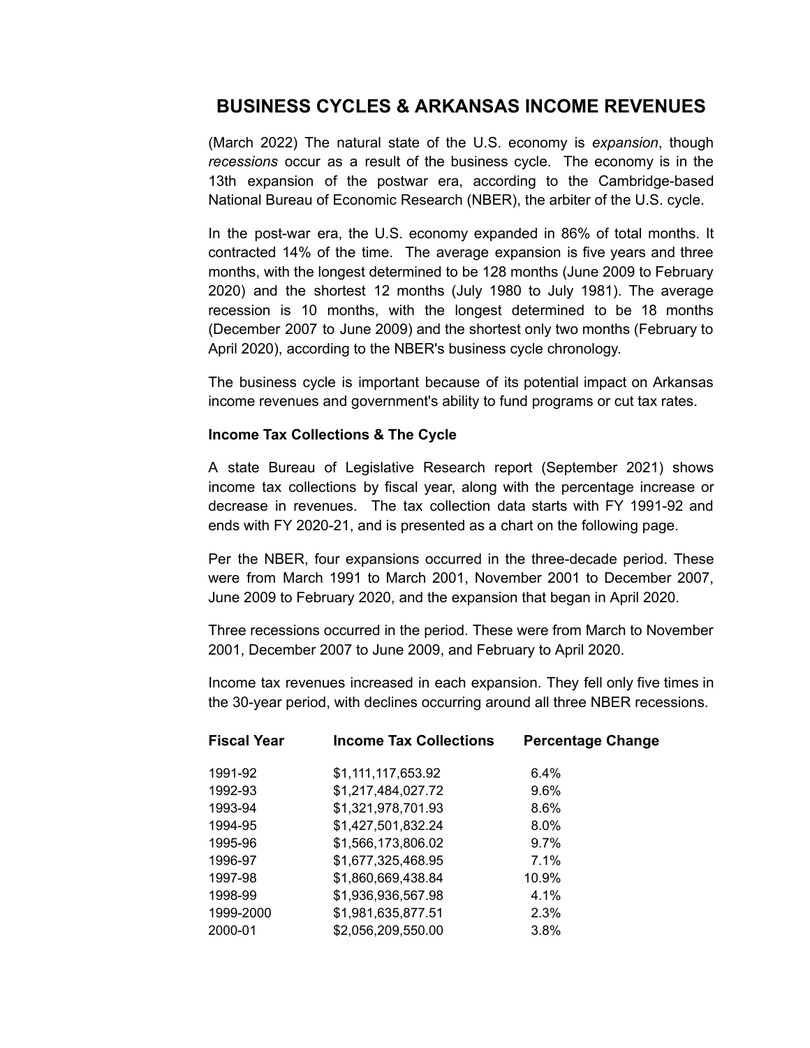# BUSINESS CYCLES & ARKANSAS INCOME REVENUES

(March 2022) The natural state of the U.S. economy is *expansion*, though *recessions* occur as a result of the business cycle. The economy is in the 13th expansion of the postwar era, according to the Cambridge-based National Bureau of Economic Research (NBER), the arbiter of the U.S. cycle.

In the post-war era, the U.S. economy expanded in 86% of total months. It contracted 14% of the time. The average expansion is five years and three months, with the longest determined to be 128 months (June 2009 to February 2020) and the shortest 12 months (July 1980 to July 1981). The average recession is 10 months, with the longest determined to be 18 months (December 2007 to June 2009) and the shortest only two months (February to April 2020), according to the NBER's business cycle chronology.

The business cycle is important because of its potential impact on Arkansas income revenues and government's ability to fund programs or cut tax rates.

**Income Tax Collections & The Cycle**

A state Bureau of Legislative Research report (September 2021) shows income tax collections by fiscal year, along with the percentage increase or decrease in revenues. The tax collection data starts with FY 1991-92 and ends with FY 2020-21, and is presented as a chart on the following page.

Per the NBER, four expansions occurred in the three-decade period. These were from March 1991 to March 2001, November 2001 to December 2007, June 2009 to February 2020, and the expansion that began in April 2020.

Three recessions occurred in the period. These were from March to November 2001, December 2007 to June 2009, and February to April 2020.

Income tax revenues increased in each expansion. They fell only five times in the 30-year period, with declines occurring around all three NBER recessions.

| Fiscal Year | Income Tax Collections | Percentage Change |
|---|---|---|
| 1991-92 | $1,111,117,653.92 | 6.4% |
| 1992-93 | $1,217,484,027.72 | 9.6% |
| 1993-94 | $1,321,978,701.93 | 8.6% |
| 1994-95 | $1,427,501,832.24 | 8.0% |
| 1995-96 | $1,566,173,806.02 | 9.7% |
| 1996-97 | $1,677,325,468.95 | 7.1% |
| 1997-98 | $1,860,669,438.84 | 10.9% |
| 1998-99 | $1,936,936,567.98 | 4.1% |
| 1999-2000 | $1,981,635,877.51 | 2.3% |
| 2000-01 | $2,056,209,550.00 | 3.8% |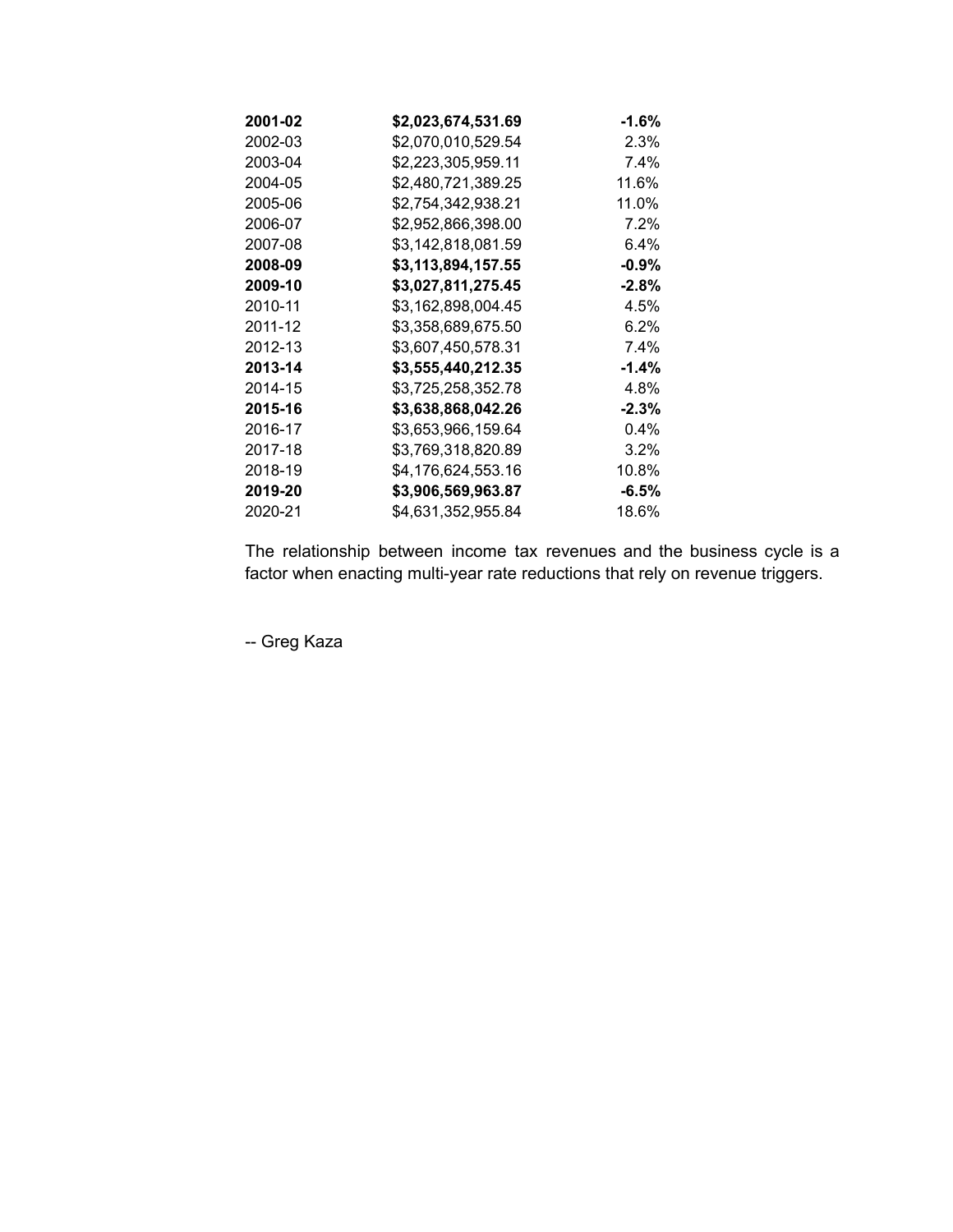| | | |
|---|---|---|
| **2001-02** | **$2,023,674,531.69** | **-1.6%** |
| 2002-03 | $2,070,010,529.54 | 2.3% |
| 2003-04 | $2,223,305,959.11 | 7.4% |
| 2004-05 | $2,480,721,389.25 | 11.6% |
| 2005-06 | $2,754,342,938.21 | 11.0% |
| 2006-07 | $2,952,866,398.00 | 7.2% |
| 2007-08 | $3,142,818,081.59 | 6.4% |
| **2008-09** | **$3,113,894,157.55** | **-0.9%** |
| **2009-10** | **$3,027,811,275.45** | **-2.8%** |
| 2010-11 | $3,162,898,004.45 | 4.5% |
| 2011-12 | $3,358,689,675.50 | 6.2% |
| 2012-13 | $3,607,450,578.31 | 7.4% |
| **2013-14** | **$3,555,440,212.35** | **-1.4%** |
| 2014-15 | $3,725,258,352.78 | 4.8% |
| **2015-16** | **$3,638,868,042.26** | **-2.3%** |
| 2016-17 | $3,653,966,159.64 | 0.4% |
| 2017-18 | $3,769,318,820.89 | 3.2% |
| 2018-19 | $4,176,624,553.16 | 10.8% |
| **2019-20** | **$3,906,569,963.87** | **-6.5%** |
| 2020-21 | $4,631,352,955.84 | 18.6% |

The relationship between income tax revenues and the business cycle is a factor when enacting multi-year rate reductions that rely on revenue triggers.

-- Greg Kaza